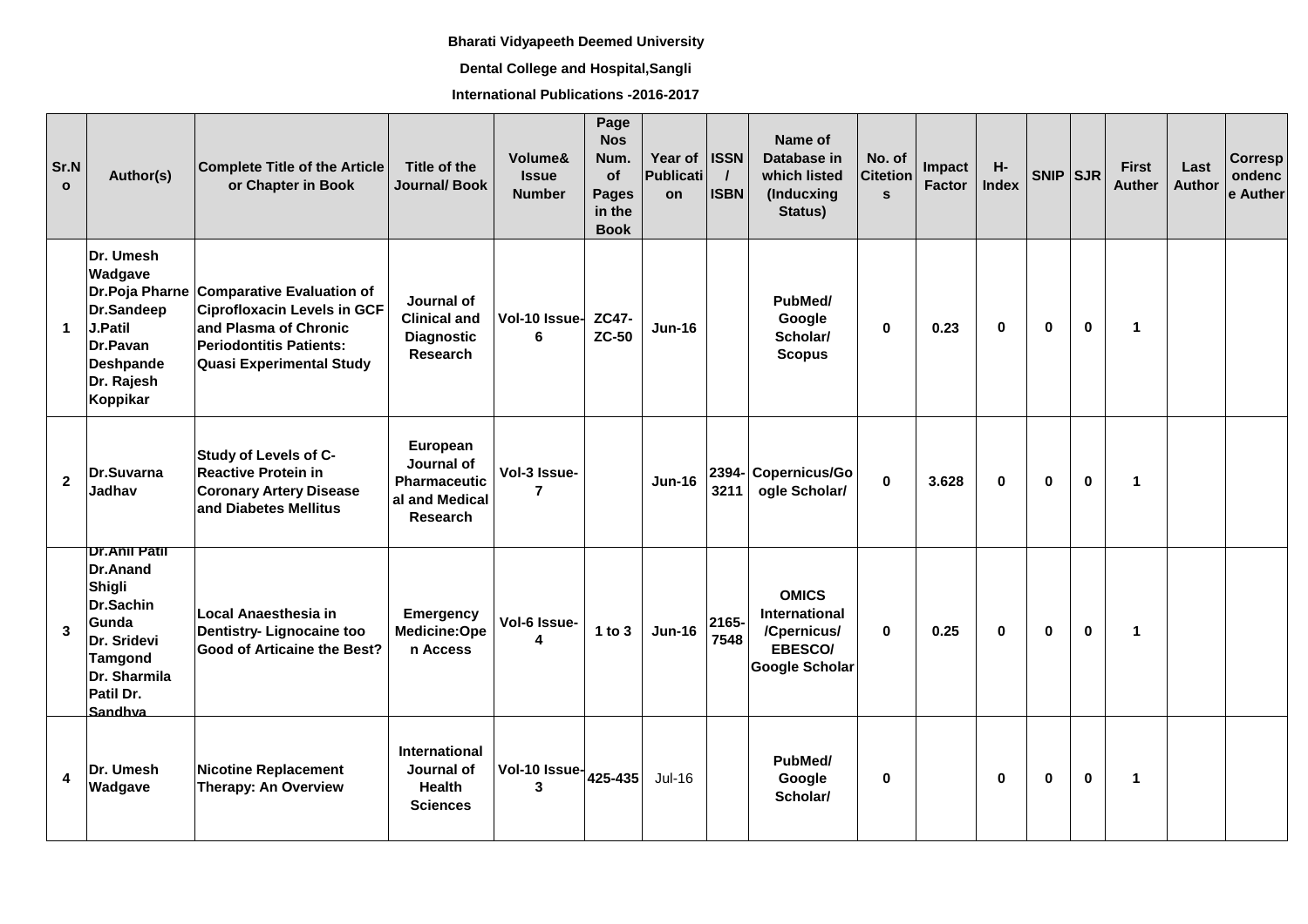**Bharati Vidyapeeth Deemed University**

**Dental College and Hospital,Sangli**

**International Publications -2016-2017**

| Sr.No | Author(s) | Complete Title of the Article or Chapter in Book | Title of the Journal/ Book | Volume& Issue Number | Page Nos Num. of Pages in the Book | Year of Publication | ISSN / ISBN | Name of Database in which listed (Inducxing Status) | No. of Citetions | Impact Factor | H-Index | SNIP | SJR | First Auther | Last Author | Correspondence Auther |
|---|---|---|---|---|---|---|---|---|---|---|---|---|---|---|---|---|
| 1 | Dr. Umesh Wadgave Dr.Poja Pharne Dr.Sandeep J.Patil Dr.Pavan Deshpande Dr. Rajesh Koppikar | Comparative Evaluation of Ciprofloxacin Levels in GCF and Plasma of Chronic Periodontitis Patients: Quasi Experimental Study | Journal of Clinical and Diagnostic Research | Vol-10 Issue-6 | ZC47-ZC-50 | Jun-16 | | PubMed/ Google Scholar/ Scopus | 0 | 0.23 | 0 | 0 | 0 | 1 | | |
| 2 | Dr.Suvarna Jadhav | Study of Levels of C-Reactive Protein in Coronary Artery Disease and Diabetes Mellitus | European Journal of Pharmaceutical and Medical Research | Vol-3 Issue-7 | | Jun-16 | 2394-3211 | Copernicus/Google Scholar/ | 0 | 3.628 | 0 | 0 | 0 | 1 | | |
| 3 | Dr.Anil Patil Dr.Anand Shigli Dr.Sachin Gunda Dr. Sridevi Tamgond Dr. Sharmila Patil Dr. Sandhya | Local Anaesthesia in Dentistry- Lignocaine too Good of Articaine the Best? | Emergency Medicine:Open Access | Vol-6 Issue-4 | 1 to 3 | Jun-16 | 2165-7548 | OMICS International /Cpernicus/ EBESCO/ Google Scholar | 0 | 0.25 | 0 | 0 | 0 | 1 | | |
| 4 | Dr. Umesh Wadgave | Nicotine Replacement Therapy: An Overview | International Journal of Health Sciences | Vol-10 Issue-3 | 425-435 | Jul-16 | | PubMed/ Google Scholar/ | 0 | | 0 | 0 | 0 | 1 | | |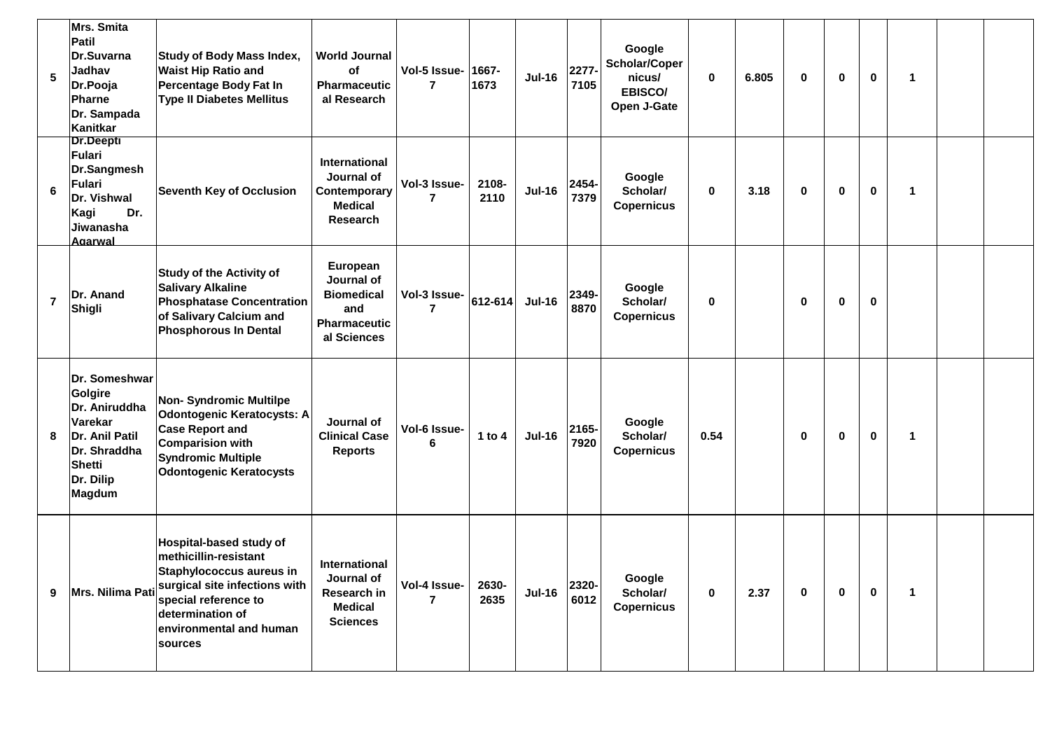| | | | | | | | | | | | | | | | | |
|---|---|---|---|---|---|---|---|---|---|---|---|---|---|---|---|---|
| 5 | Mrs. Smita Patil Dr.Suvarna Jadhav Dr.Pooja Pharne Dr. Sampada Kanitkar | Study of Body Mass Index, Waist Hip Ratio and Percentage Body Fat In Type II Diabetes Mellitus | World Journal of Pharmaceutical Research | Vol-5 Issue-7 | 1667-1673 | Jul-16 | 2277-7105 | Google Scholar/Copernicus/ EBISCO/ Open J-Gate | 0 | 6.805 | 0 | 0 | 0 | 1 | | |
| 6 | Dr.Deepti Fulari Dr.Sangmesh Fulari Dr. Vishwal Kagi Dr. Jiwanasha Agarwal | Seventh Key of Occlusion | International Journal of Contemporary Medical Research | Vol-3 Issue-7 | 2108-2110 | Jul-16 | 2454-7379 | Google Scholar/ Copernicus | 0 | 3.18 | 0 | 0 | 0 | 1 | | |
| 7 | Dr. Anand Shigli | Study of the Activity of Salivary Alkaline Phosphatase Concentration of Salivary Calcium and Phosphorous In Dental | European Journal of Biomedical and Pharmaceutical Sciences | Vol-3 Issue-7 | 612-614 | Jul-16 | 2349-8870 | Google Scholar/ Copernicus | 0 | | 0 | 0 | 0 | | | |
| 8 | Dr. Someshwar Golgire Dr. Aniruddha Varekar Dr. Anil Patil Dr. Shraddha Shetti Dr. Dilip Magdum | Non- Syndromic Multilpe Odontogenic Keratocysts: A Case Report and Comparision with Syndromic Multiple Odontogenic Keratocysts | Journal of Clinical Case Reports | Vol-6 Issue-6 | 1 to 4 | Jul-16 | 2165-7920 | Google Scholar/ Copernicus | 0.54 | | 0 | 0 | 0 | 1 | | |
| 9 | Mrs. Nilima Pati | Hospital-based study of methicillin-resistant Staphylococcus aureus in surgical site infections with special reference to determination of environmental and human sources | International Journal of Research in Medical Sciences | Vol-4 Issue-7 | 2630-2635 | Jul-16 | 2320-6012 | Google Scholar/ Copernicus | 0 | 2.37 | 0 | 0 | 0 | 1 | | |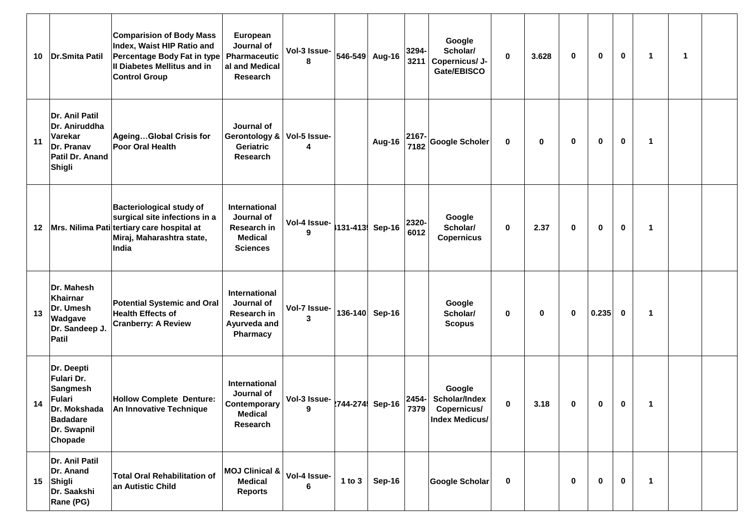| 10 | Dr.Smita Patil | Comparision of Body Mass Index, Waist HIP Ratio and Percentage Body Fat in type II Diabetes Mellitus and in Control Group | European Journal of Pharmaceutical and Medical Research | Vol-3 Issue-8 | 546-549 | Aug-16 | 3294-3211 | Google Scholar/ Copernicus/ J-Gate/EBISCO | 0 | 3.628 | 0 | 0 | 0 | 1 | 1 | |
|---|---|---|---|---|---|---|---|---|---|---|---|---|---|---|---|---|
| 11 | Dr. Anil Patil Dr. Aniruddha Varekar Dr. Pranav Patil Dr. Anand Shigli | Ageing…Global Crisis for Poor Oral Health | Journal of Gerontology & Geriatric Research | Vol-5 Issue-4 | | Aug-16 | 2167-7182 | Google Scholer | 0 | 0 | 0 | 0 | 0 | 1 | | |
| 12 | Mrs. Nilima Pati | Bacteriological study of surgical site infections in a tertiary care hospital at Miraj, Maharashtra state, India | International Journal of Research in Medical Sciences | Vol-4 Issue-9 | 4131-4135 | Sep-16 | 2320-6012 | Google Scholar/ Copernicus | 0 | 2.37 | 0 | 0 | 0 | 1 | | |
| 13 | Dr. Mahesh Khairnar Dr. Umesh Wadgave Dr. Sandeep J. Patil | Potential Systemic and Oral Health Effects of Cranberry: A Review | International Journal of Research in Ayurveda and Pharmacy | Vol-7 Issue-3 | 136-140 | Sep-16 | | Google Scholar/ Scopus | 0 | 0 | 0 | 0.235 | 0 | 1 | | |
| 14 | Dr. Deepti Fulari Dr. Sangmesh Fulari Dr. Mokshada Badadare Dr. Swapnil Chopade | Hollow Complete Denture: An Innovative Technique | International Journal of Contemporary Medical Research | Vol-3 Issue-9 | 2744-2745 | Sep-16 | 2454-7379 | Google Scholar/Index Copernicus/ Index Medicus/ | 0 | 3.18 | 0 | 0 | 0 | 1 | | |
| 15 | Dr. Anil Patil Dr. Anand Shigli Dr. Saakshi Rane (PG) | Total Oral Rehabilitation of an Autistic Child | MOJ Clinical & Medical Reports | Vol-4 Issue-6 | 1 to 3 | Sep-16 | | Google Scholar | 0 | | 0 | 0 | 0 | 1 | | |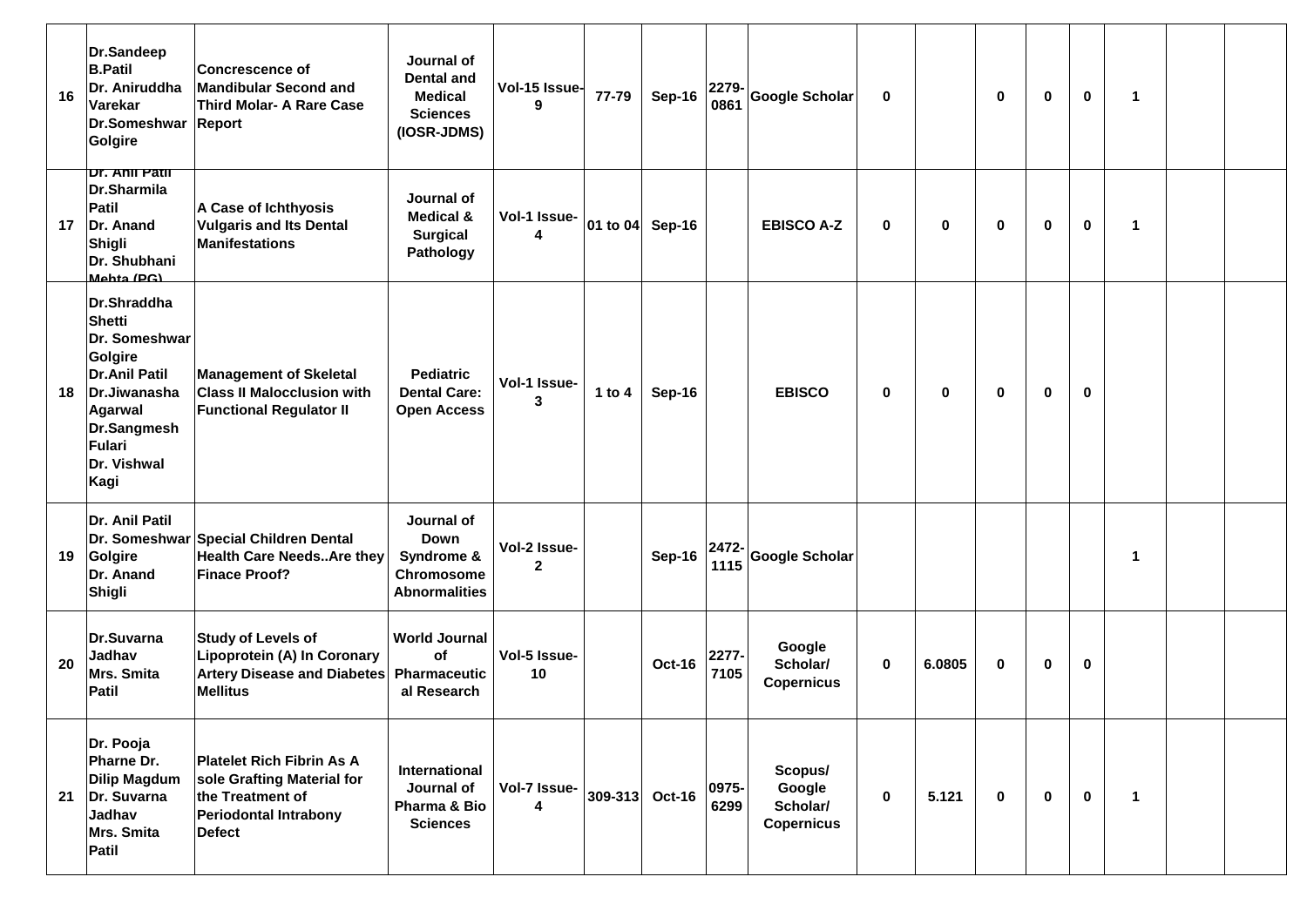| | | | | | | | | | | | | | | | | |
|---|---|---|---|---|---|---|---|---|---|---|---|---|---|---|---|---|
| 16 | Dr.Sandeep B.Patil Dr. Aniruddha Varekar Dr.Someshwar Golgire | Concrescence of Mandibular Second and Third Molar- A Rare Case Report | Journal of Dental and Medical Sciences (IOSR-JDMS) | Vol-15 Issue-9 | 77-79 | Sep-16 | 2279-0861 | Google Scholar | 0 | | 0 | 0 | 0 | 1 | | |
| 17 | Dr. Anil Patil Dr.Sharmila Patil Dr. Anand Shigli Dr. Shubhani Mehta (PG) | A Case of Ichthyosis Vulgaris and Its Dental Manifestations | Journal of Medical & Surgical Pathology | Vol-1 Issue-4 | 01 to 04 | Sep-16 | | EBISCO A-Z | 0 | 0 | 0 | 0 | 0 | 1 | | |
| 18 | Dr.Shraddha Shetti Dr. Someshwar Golgire Dr.Anil Patil Dr.Jiwanasha Agarwal Dr.Sangmesh Fulari Dr. Vishwal Kagi | Management of Skeletal Class II Malocclusion with Functional Regulator II | Pediatric Dental Care: Open Access | Vol-1 Issue-3 | 1 to 4 | Sep-16 | | EBISCO | 0 | 0 | 0 | 0 | 0 | | | |
| 19 | Dr. Anil Patil Dr. Someshwar Golgire Dr. Anand Shigli | Special Children Dental Health Care Needs..Are they Finace Proof? | Journal of Down Syndrome & Chromosome Abnormalities | Vol-2 Issue-2 | | Sep-16 | 2472-1115 | Google Scholar | | | | | | 1 | | |
| 20 | Dr.Suvarna Jadhav Mrs. Smita Patil | Study of Levels of Lipoprotein (A) In Coronary Artery Disease and Diabetes Mellitus | World Journal of Pharmaceutical Research | Vol-5 Issue-10 | | Oct-16 | 2277-7105 | Google Scholar/ Copernicus | 0 | 6.0805 | 0 | 0 | 0 | | | |
| 21 | Dr. Pooja Pharne Dr. Dilip Magdum Dr. Suvarna Jadhav Mrs. Smita Patil | Platelet Rich Fibrin As A sole Grafting Material for the Treatment of Periodontal Intrabony Defect | International Journal of Pharma & Bio Sciences | Vol-7 Issue-4 | 309-313 | Oct-16 | 0975-6299 | Scopus/ Google Scholar/ Copernicus | 0 | 5.121 | 0 | 0 | 0 | 1 | | |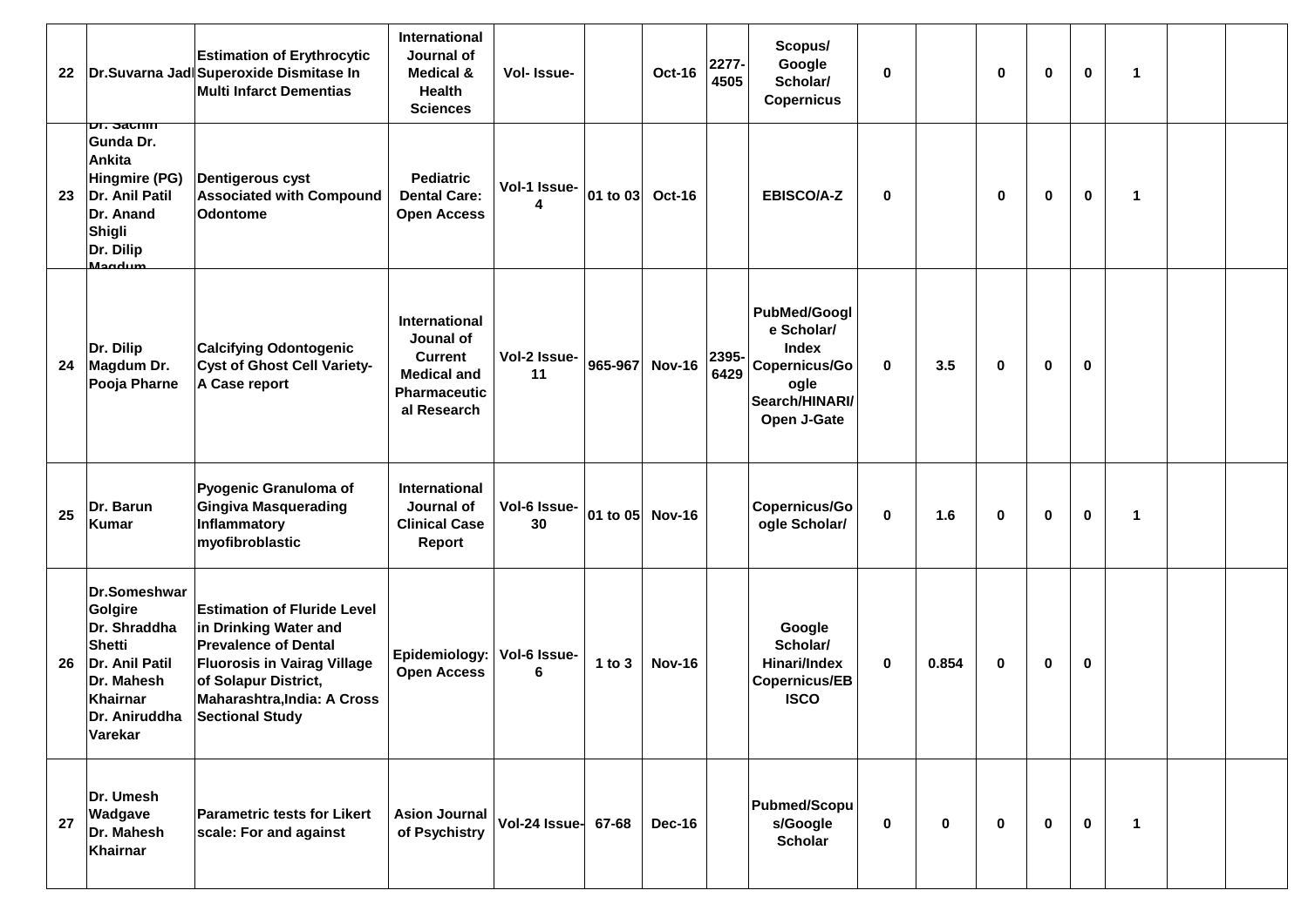| 22 | Dr.Suvarna Jadl | Estimation of Erythrocytic Superoxide Dismitase In Multi Infarct Dementias | International Journal of Medical & Health Sciences | Vol- Issue- | | Oct-16 | 2277-4505 | Scopus/ Google Scholar/ Copernicus | 0 | | 0 | 0 | 0 | 1 | | |
|---|---|---|---|---|---|---|---|---|---|---|---|---|---|---|---|---|
| 23 | Dr. Sachin Gunda Dr. Ankita Hingmire (PG) Dr. Anil Patil Dr. Anand Shigli Dr. Dilip Magdum | Dentigerous cyst Associated with Compound Odontome | Pediatric Dental Care: Open Access | Vol-1 Issue-4 | 01 to 03 | Oct-16 | | EBISCO/A-Z | 0 | | 0 | 0 | 0 | 1 | | |
| 24 | Dr. Dilip Magdum Dr. Pooja Pharne | Calcifying Odontogenic Cyst of Ghost Cell Variety-A Case report | International Jounal of Current Medical and Pharmaceutical Research | Vol-2 Issue-11 | 965-967 | Nov-16 | 2395-6429 | PubMed/Google Scholar/ Index Copernicus/Google Search/HINARI/ Open J-Gate | 0 | 3.5 | 0 | 0 | 0 | | | |
| 25 | Dr. Barun Kumar | Pyogenic Granuloma of Gingiva Masquerading Inflammatory myofibroblastic | International Journal of Clinical Case Report | Vol-6 Issue-30 | 01 to 05 | Nov-16 | | Copernicus/Google Scholar/ | 0 | 1.6 | 0 | 0 | 0 | 1 | | |
| 26 | Dr.Someshwar Golgire Dr. Shraddha Shetti Dr. Anil Patil Dr. Mahesh Khairnar Dr. Aniruddha Varekar | Estimation of Fluride Level in Drinking Water and Prevalence of Dental Fluorosis in Vairag Village of Solapur District, Maharashtra,India: A Cross Sectional Study | Epidemiology: Open Access | Vol-6 Issue-6 | 1 to 3 | Nov-16 | | Google Scholar/ Hinari/Index Copernicus/EBISCO | 0 | 0.854 | 0 | 0 | 0 | | | |
| 27 | Dr. Umesh Wadgave Dr. Mahesh Khairnar | Parametric tests for Likert scale: For and against | Asion Journal of Psychistry | Vol-24 Issue- | 67-68 | Dec-16 | | Pubmed/Scopus/Google Scholar | 0 | 0 | 0 | 0 | 0 | 1 | | |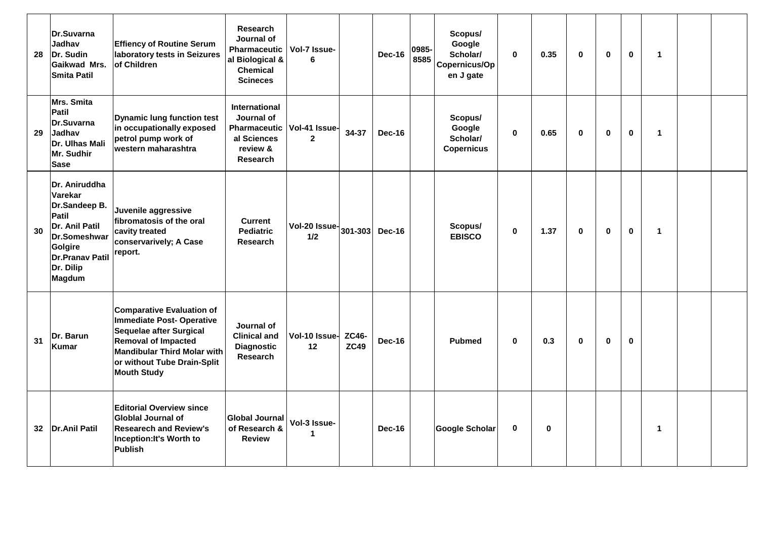| | | | | | | | | | | | | | | | | |
|---|---|---|---|---|---|---|---|---|---|---|---|---|---|---|---|---|
| 28 | Dr.Suvarna Jadhav Dr. Sudin Gaikwad Mrs. Smita Patil | Effiency of Routine Serum laboratory tests in Seizures of Children | Research Journal of Pharmaceutical Biological & Chemical Scineces | Vol-7 Issue-6 | | Dec-16 | 0985-8585 | Scopus/ Google Scholar/ Copernicus/Open J gate | 0 | 0.35 | 0 | 0 | 0 | 1 | | |
| 29 | Mrs. Smita Patil Dr.Suvarna Jadhav Dr. Ulhas Mali Mr. Sudhir Sase | Dynamic lung function test in occupationally exposed petrol pump work of western maharashtra | International Journal of Pharmaceutical Sciences review & Research | Vol-41 Issue-2 | 34-37 | Dec-16 | | Scopus/ Google Scholar/ Copernicus | 0 | 0.65 | 0 | 0 | 0 | 1 | | |
| 30 | Dr. Aniruddha Varekar Dr.Sandeep B. Patil Dr. Anil Patil Dr.Someshwar Golgire Dr.Pranav Patil Dr. Dilip Magdum | Juvenile aggressive fibromatosis of the oral cavity treated conservarively; A Case report. | Current Pediatric Research | Vol-20 Issue-1/2 | 301-303 | Dec-16 | | Scopus/ EBISCO | 0 | 1.37 | 0 | 0 | 0 | 1 | | |
| 31 | Dr. Barun Kumar | Comparative Evaluation of Immediate Post- Operative Sequelae after Surgical Removal of Impacted Mandibular Third Molar with or without Tube Drain-Split Mouth Study | Journal of Clinical and Diagnostic Research | Vol-10 Issue-12 | ZC46-ZC49 | Dec-16 | | Pubmed | 0 | 0.3 | 0 | 0 | 0 | | | |
| 32 | Dr.Anil Patil | Editorial Overview since Globlal Journal of Researech and Review's Inception:It's Worth to Publish | Global Journal of Research & Review | Vol-3 Issue-1 | | Dec-16 | | Google Scholar | 0 | 0 | | | | 1 | | |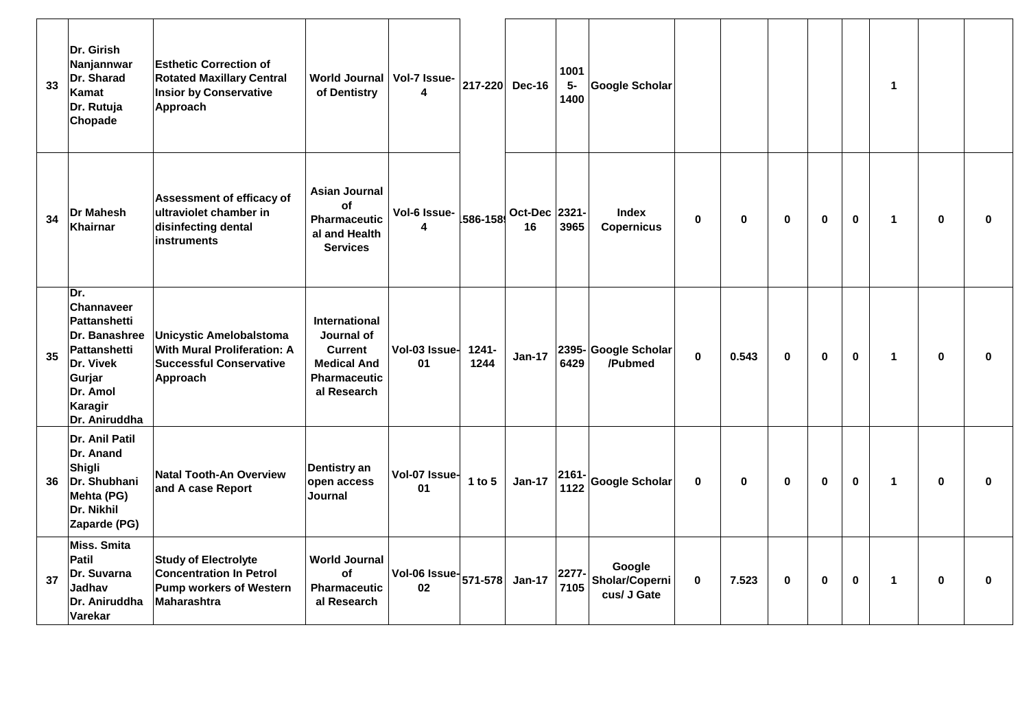| 33 | Dr. Girish Nanjannwar Dr. Sharad Kamat Dr. Rutuja Chopade | Esthetic Correction of Rotated Maxillary Central Insior by Conservative Approach | World Journal of Dentistry | Vol-7 Issue-4 | 217-220 | Dec-16 | 1001 5-1400 | Google Scholar | | | | | | 1 | | |
|---|---|---|---|---|---|---|---|---|---|---|---|---|---|---|---|---|
| 34 | Dr Mahesh Khairnar | Assessment of efficacy of ultraviolet chamber in disinfecting dental instruments | Asian Journal of Pharmaceutical and Health Services | Vol-6 Issue-4 | 1586-1589 | Oct-Dec 16 | 2321-3965 | Index Copernicus | 0 | 0 | 0 | 0 | 0 | 1 | 0 | 0 |
| 35 | Dr. Channaveer Pattanshetti Dr. Banashree Pattanshetti Dr. Vivek Gurjar Dr. Amol Karagir Dr. Aniruddha | Unicystic Amelobalstoma With Mural Proliferation: A Successful Conservative Approach | International Journal of Current Medical And Pharmaceutical Research | Vol-03 Issue-01 | 1241-1244 | Jan-17 | 2395-6429 | Google Scholar /Pubmed | 0 | 0.543 | 0 | 0 | 0 | 1 | 0 | 0 |
| 36 | Dr. Anil Patil Dr. Anand Shigli Dr. Shubhani Mehta (PG) Dr. Nikhil Zaparde (PG) | Natal Tooth-An Overview and A case Report | Dentistry an open access Journal | Vol-07 Issue-01 | 1 to 5 | Jan-17 | 2161-1122 | Google Scholar | 0 | 0 | 0 | 0 | 0 | 1 | 0 | 0 |
| 37 | Miss. Smita Patil Dr. Suvarna Jadhav Dr. Aniruddha Varekar | Study of Electrolyte Concentration In Petrol Pump workers of Western Maharashtra | World Journal of Pharmaceutical Research | Vol-06 Issue-02 | 571-578 | Jan-17 | 2277-7105 | Google Sholar/Copernicus/ J Gate | 0 | 7.523 | 0 | 0 | 0 | 1 | 0 | 0 |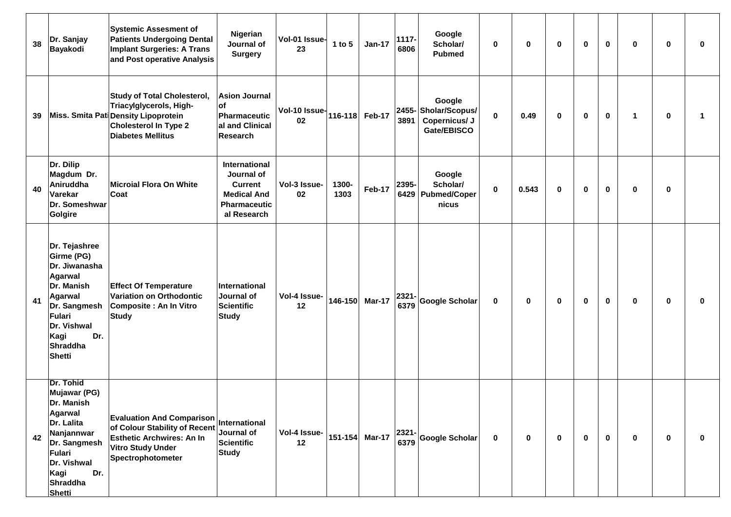| 38 | Dr. Sanjay Bayakodi | Systemic Assesment of Patients Undergoing Dental Implant Surgeries: A Trans and Post operative Analysis | Nigerian Journal of Surgery | Vol-01 Issue-23 | 1 to 5 | Jan-17 | 1117-6806 | Google Scholar/ Pubmed | 0 | 0 | 0 | 0 | 0 | 0 | 0 | 0 |
|---|---|---|---|---|---|---|---|---|---|---|---|---|---|---|---|---|
| 39 | Miss. Smita Pati | Study of Total Cholesterol, Triacylglycerols, High-Density Lipoprotein Cholesterol In Type 2 Diabetes Mellitus | Asion Journal of Pharmaceutical and Clinical Research | Vol-10 Issue-02 | 116-118 | Feb-17 | 2455-3891 | Google Sholar/Scopus/ Copernicus/ J Gate/EBISCO | 0 | 0.49 | 0 | 0 | 0 | 1 | 0 | 1 |
| 40 | Dr. Dilip Magdum Dr. Aniruddha Varekar Dr. Someshwar Golgire | Microial Flora On White Coat | International Journal of Current Medical And Pharmaceutical Research | Vol-3 Issue-02 | 1300-1303 | Feb-17 | 2395-6429 | Google Scholar/ Pubmed/Copernicus | 0 | 0.543 | 0 | 0 | 0 | 0 | 0 | |
| 41 | Dr. Tejashree Girme (PG) Dr. Jiwanasha Agarwal Dr. Manish Agarwal Dr. Sangmesh Fulari Dr. Vishwal Kagi Dr. Shraddha Shetti | Effect Of Temperature Variation on Orthodontic Composite : An In Vitro Study | International Journal of Scientific Study | Vol-4 Issue-12 | 146-150 | Mar-17 | 2321-6379 | Google Scholar | 0 | 0 | 0 | 0 | 0 | 0 | 0 | 0 |
| 42 | Dr. Tohid Mujawar (PG) Dr. Manish Agarwal Dr. Lalita Nanjannwar Dr. Sangmesh Fulari Dr. Vishwal Kagi Dr. Shraddha Shetti | Evaluation And Comparison of Colour Stability of Recent Esthetic Archwires: An In Vitro Study Under Spectrophotometer | International Journal of Scientific Study | Vol-4 Issue-12 | 151-154 | Mar-17 | 2321-6379 | Google Scholar | 0 | 0 | 0 | 0 | 0 | 0 | 0 | 0 |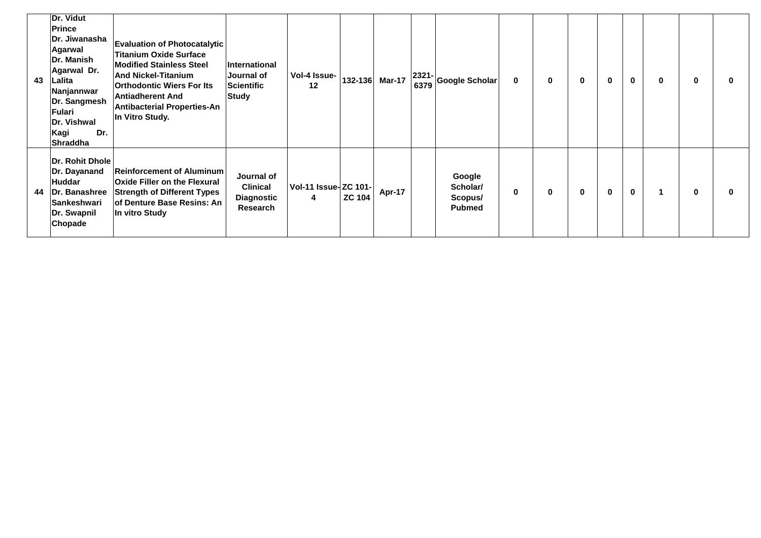| | | | | | | | | | | | | | | | | | |
|---|---|---|---|---|---|---|---|---|---|---|---|---|---|---|---|---|---|
| 43 | Dr. Vidut Prince Dr. Jiwanasha Agarwal Dr. Manish Agarwal Dr. Lalita Nanjannwar Dr. Sangmesh Fulari Dr. Vishwal Kagi Dr. Shraddha | Evaluation of Photocatalytic Titanium Oxide Surface Modified Stainless Steel And Nickel-Titanium Orthodontic Wiers For Its Antiadherent And Antibacterial Properties-An In Vitro Study. | International Journal of Scientific Study | Vol-4 Issue-12 | 132-136 | Mar-17 | 2321-6379 | Google Scholar | 0 | 0 | 0 | 0 | 0 | 0 | 0 | 0 |
| 44 | Dr. Rohit Dhole Dr. Dayanand Huddar Dr. Banashree Sankeshwari Dr. Swapnil Chopade | Reinforcement of Aluminum Oxide Filler on the Flexural Strength of Different Types of Denture Base Resins: An In vitro Study | Journal of Clinical Diagnostic Research | Vol-11 Issue-4 | ZC 101-ZC 104 | Apr-17 | | Google Scholar/ Scopus/ Pubmed | 0 | 0 | 0 | 0 | 0 | 1 | 0 | 0 |